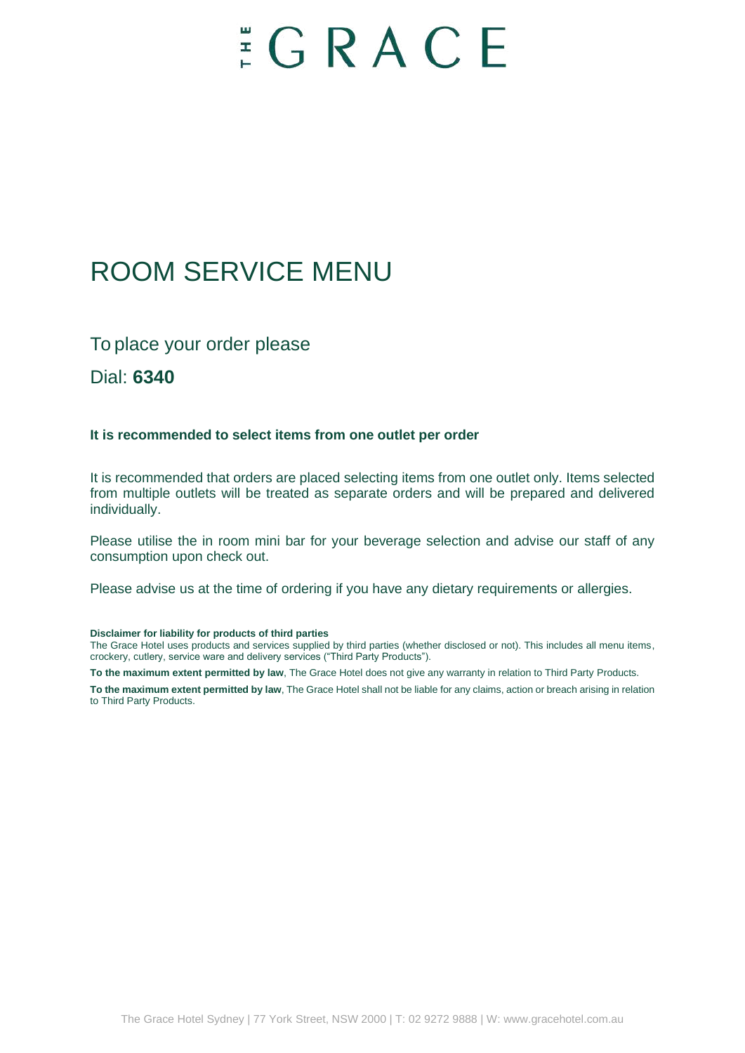# THE GRACE

## ROOM SERVICE MENU

To place your order please

Dial: **6340**

**It is recommended to select items from one outlet per order**

It is recommended that orders are placed selecting items from one outlet only. Items selected from multiple outlets will be treated as separate orders and will be prepared and delivered individually.

Please utilise the in room mini bar for your beverage selection and advise our staff of any consumption upon check out.

Please advise us at the time of ordering if you have any dietary requirements or allergies.

**Disclaimer for liability for products of third parties**

The Grace Hotel uses products and services supplied by third parties (whether disclosed or not). This includes all menu items, crockery, cutlery, service ware and delivery services ("Third Party Products").

**To the maximum extent permitted by law**, The Grace Hotel does not give any warranty in relation to Third Party Products.

**To the maximum extent permitted by law**, The Grace Hotel shall not be liable for any claims, action or breach arising in relation to Third Party Products.

The Grace Hotel Sydney | 77 York Street, NSW 2000 | T: 02 9272 9888 | W: www.gracehotel.com.au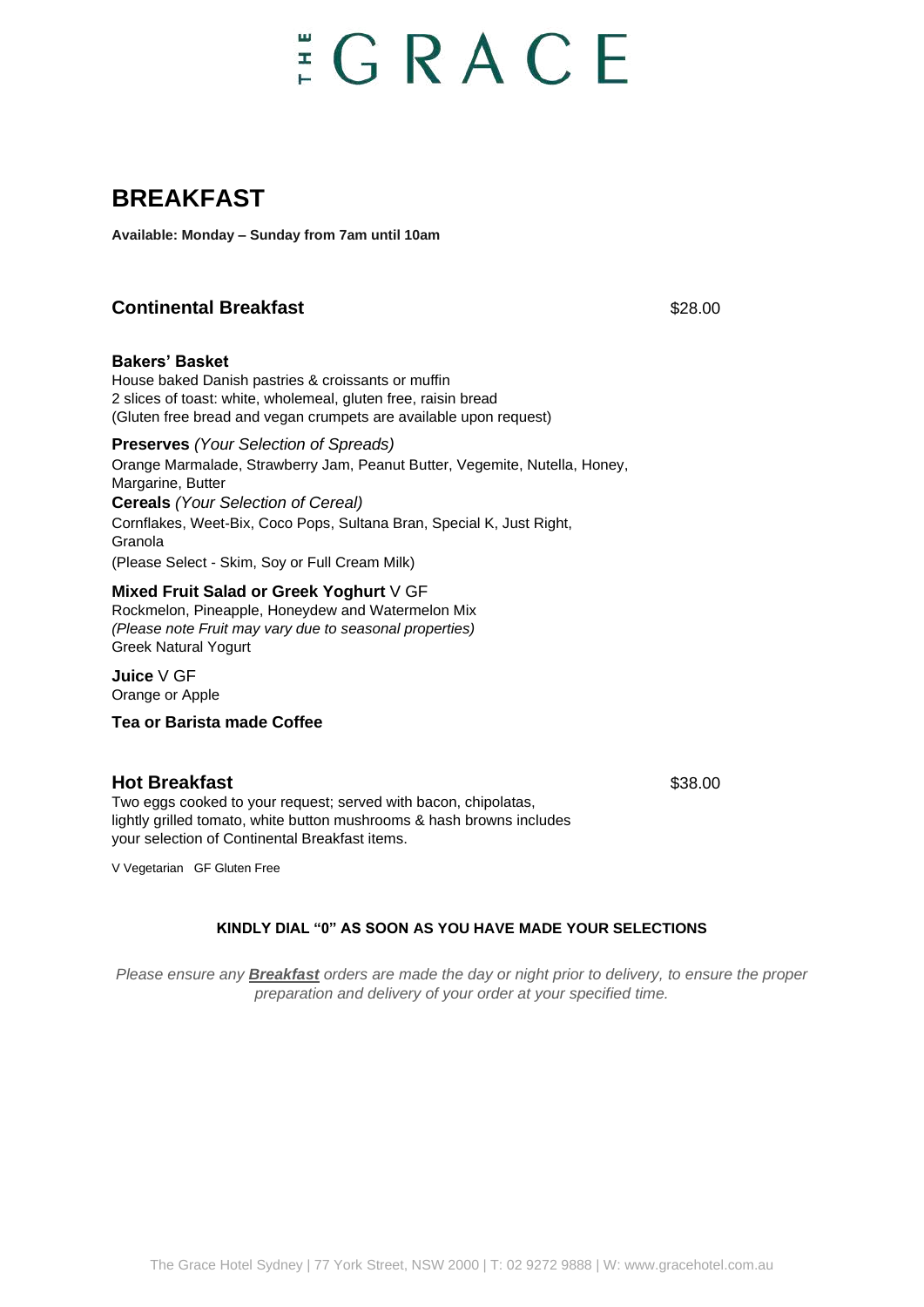# THE GRACE

## BREAKFAST

**Available: Monday – Sunday from 7am until 10am**

### Continental Breakfast — $28.00

**Bakers' Basket**
House baked Danish pastries & croissants or muffin
2 slices of toast: white, wholemeal, gluten free, raisin bread
(Gluten free bread and vegan crumpets are available upon request)

**Preserves** *(Your Selection of Spreads)*
Orange Marmalade, Strawberry Jam, Peanut Butter, Vegemite, Nutella, Honey, Margarine, Butter

**Cereals** *(Your Selection of Cereal)*
Cornflakes, Weet-Bix, Coco Pops, Sultana Bran, Special K, Just Right, Granola
(Please Select - Skim, Soy or Full Cream Milk)

**Mixed Fruit Salad or Greek Yoghurt** V GF
Rockmelon, Pineapple, Honeydew and Watermelon Mix
*(Please note Fruit may vary due to seasonal properties)*
Greek Natural Yogurt

**Juice** V GF
Orange or Apple

**Tea or Barista made Coffee**

### Hot Breakfast — $38.00

Two eggs cooked to your request; served with bacon, chipolatas, lightly grilled tomato, white button mushrooms & hash browns includes your selection of Continental Breakfast items.

V Vegetarian GF Gluten Free

**KINDLY DIAL "0" AS SOON AS YOU HAVE MADE YOUR SELECTIONS**

*Please ensure any **Breakfast** orders are made the day or night prior to delivery, to ensure the proper preparation and delivery of your order at your specified time.*

The Grace Hotel Sydney | 77 York Street, NSW 2000 | T: 02 9272 9888 | W: www.gracehotel.com.au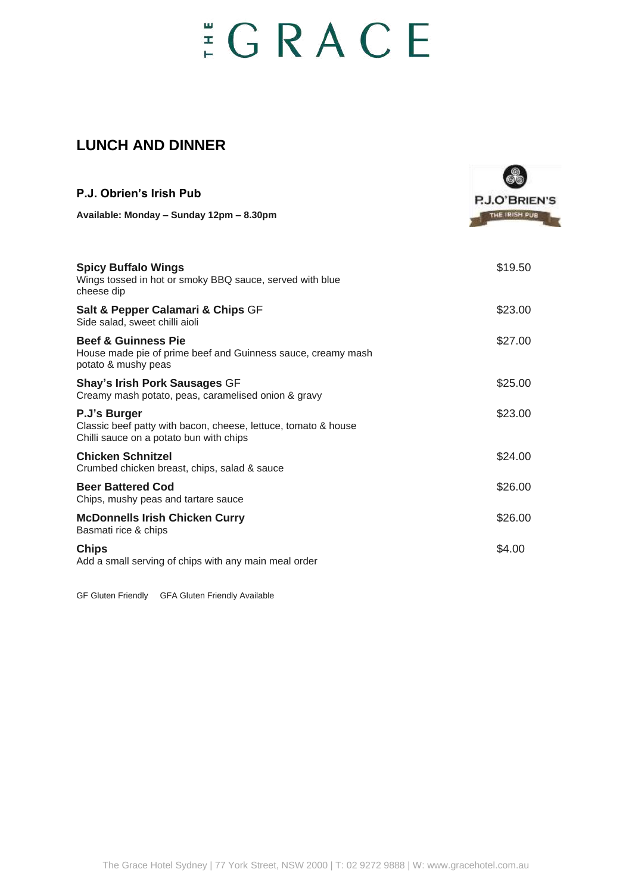# THE GRACE

## LUNCH AND DINNER

### P.J. Obrien's Irish Pub

**Available: Monday – Sunday 12pm – 8.30pm**

P.J.O'BRIEN'S THE IRISH PUB

**Spicy Buffalo Wings** — $19.50
Wings tossed in hot or smoky BBQ sauce, served with blue cheese dip

**Salt & Pepper Calamari & Chips** GF — $23.00
Side salad, sweet chilli aioli

**Beef & Guinness Pie** — $27.00
House made pie of prime beef and Guinness sauce, creamy mash potato & mushy peas

**Shay's Irish Pork Sausages** GF — $25.00
Creamy mash potato, peas, caramelised onion & gravy

**P.J's Burger** — $23.00
Classic beef patty with bacon, cheese, lettuce, tomato & house Chilli sauce on a potato bun with chips

**Chicken Schnitzel** — $24.00
Crumbed chicken breast, chips, salad & sauce

**Beer Battered Cod** — $26.00
Chips, mushy peas and tartare sauce

**McDonnells Irish Chicken Curry** — $26.00
Basmati rice & chips

**Chips** — $4.00
Add a small serving of chips with any main meal order

GF Gluten Friendly GFA Gluten Friendly Available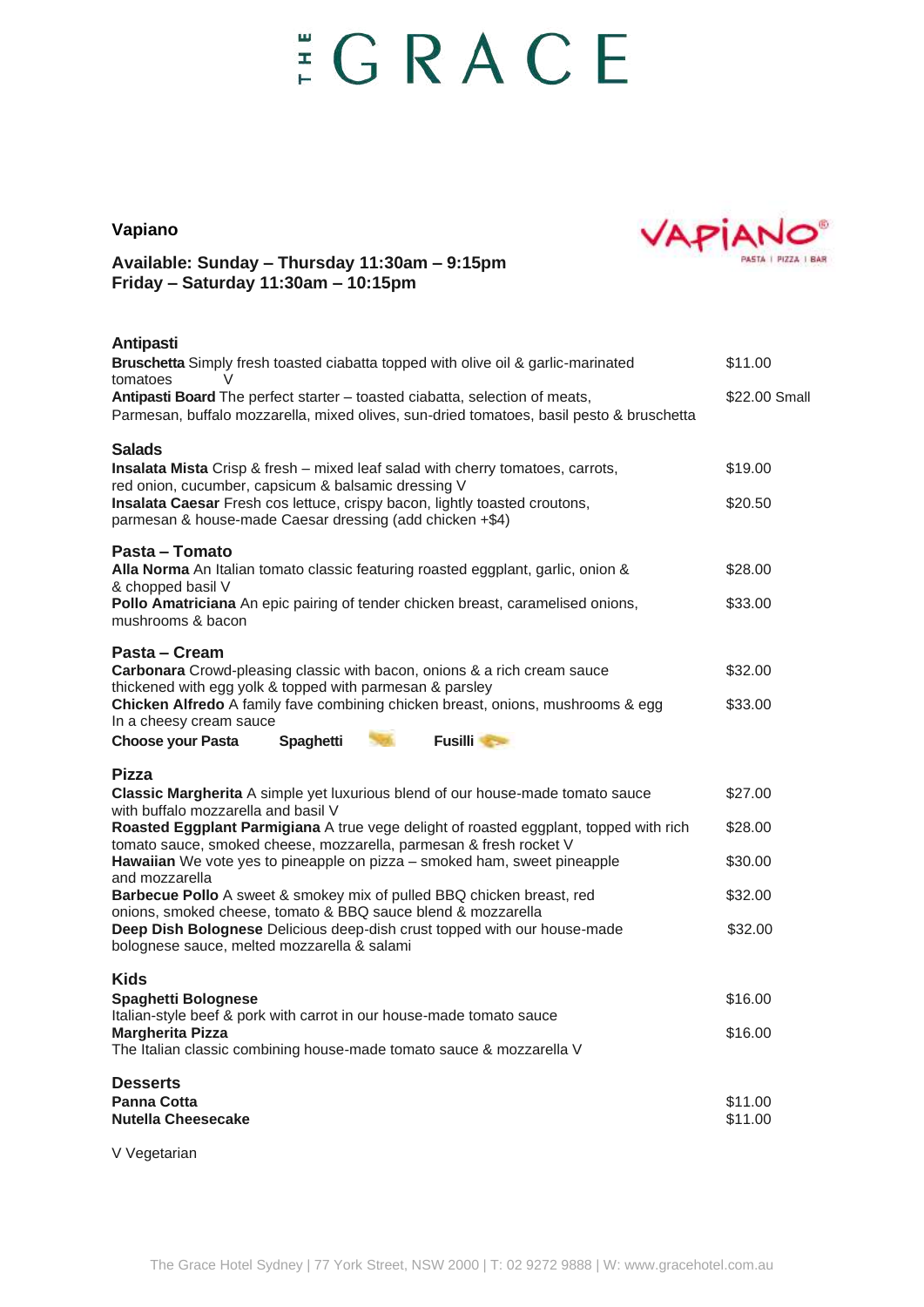# THE GRACE

## Vapiano

VAPIANO® PASTA | PIZZA | BAR

**Available: Sunday – Thursday 11:30am – 9:15pm**
**Friday – Saturday 11:30am – 10:15pm**

### Antipasti

| | |
|---|---|
| **Bruschetta** Simply fresh toasted ciabatta topped with olive oil & garlic-marinated tomatoes V | $11.00 |
| **Antipasti Board** The perfect starter – toasted ciabatta, selection of meats, Parmesan, buffalo mozzarella, mixed olives, sun-dried tomatoes, basil pesto & bruschetta | $22.00 Small |

### Salads

| | |
|---|---|
| **Insalata Mista** Crisp & fresh – mixed leaf salad with cherry tomatoes, carrots, red onion, cucumber, capsicum & balsamic dressing V | $19.00 |
| **Insalata Caesar** Fresh cos lettuce, crispy bacon, lightly toasted croutons, parmesan & house-made Caesar dressing (add chicken +$4) | $20.50 |

### Pasta – Tomato

| | |
|---|---|
| **Alla Norma** An Italian tomato classic featuring roasted eggplant, garlic, onion & & chopped basil V | $28.00 |
| **Pollo Amatriciana** An epic pairing of tender chicken breast, caramelised onions, mushrooms & bacon | $33.00 |

### Pasta – Cream

| | |
|---|---|
| **Carbonara** Crowd-pleasing classic with bacon, onions & a rich cream sauce thickened with egg yolk & topped with parmesan & parsley | $32.00 |
| **Chicken Alfredo** A family fave combining chicken breast, onions, mushrooms & egg In a cheesy cream sauce | $33.00 |

**Choose your Pasta** **Spaghetti** **Fusilli**

### Pizza

| | |
|---|---|
| **Classic Margherita** A simple yet luxurious blend of our house-made tomato sauce with buffalo mozzarella and basil V | $27.00 |
| **Roasted Eggplant Parmigiana** A true vege delight of roasted eggplant, topped with rich tomato sauce, smoked cheese, mozzarella, parmesan & fresh rocket V | $28.00 |
| **Hawaiian** We vote yes to pineapple on pizza – smoked ham, sweet pineapple and mozzarella | $30.00 |
| **Barbecue Pollo** A sweet & smokey mix of pulled BBQ chicken breast, red onions, smoked cheese, tomato & BBQ sauce blend & mozzarella | $32.00 |
| **Deep Dish Bolognese** Delicious deep-dish crust topped with our house-made bolognese sauce, melted mozzarella & salami | $32.00 |

### Kids

| | |
|---|---|
| **Spaghetti Bolognese** Italian-style beef & pork with carrot in our house-made tomato sauce | $16.00 |
| **Margherita Pizza** The Italian classic combining house-made tomato sauce & mozzarella V | $16.00 |

### Desserts

| | |
|---|---|
| **Panna Cotta** | $11.00 |
| **Nutella Cheesecake** | $11.00 |

V Vegetarian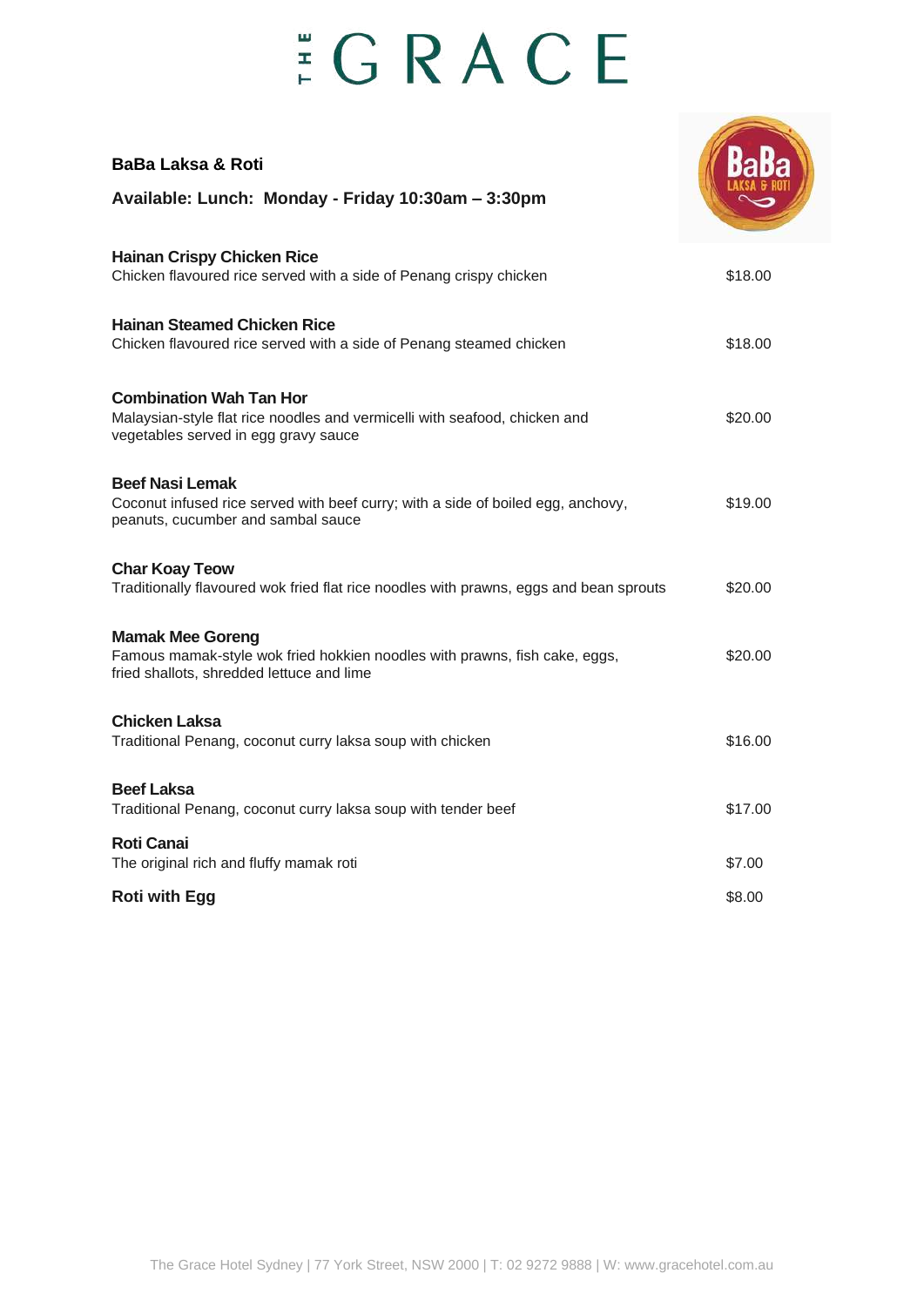# THE GRACE

## BaBa Laksa & Roti

**Available: Lunch: Monday - Friday 10:30am – 3:30pm**

**Hainan Crispy Chicken Rice**
Chicken flavoured rice served with a side of Penang crispy chicken — $18.00

**Hainan Steamed Chicken Rice**
Chicken flavoured rice served with a side of Penang steamed chicken — $18.00

**Combination Wah Tan Hor**
Malaysian-style flat rice noodles and vermicelli with seafood, chicken and vegetables served in egg gravy sauce — $20.00

**Beef Nasi Lemak**
Coconut infused rice served with beef curry; with a side of boiled egg, anchovy, peanuts, cucumber and sambal sauce — $19.00

**Char Koay Teow**
Traditionally flavoured wok fried flat rice noodles with prawns, eggs and bean sprouts — $20.00

**Mamak Mee Goreng**
Famous mamak-style wok fried hokkien noodles with prawns, fish cake, eggs, fried shallots, shredded lettuce and lime — $20.00

**Chicken Laksa**
Traditional Penang, coconut curry laksa soup with chicken — $16.00

**Beef Laksa**
Traditional Penang, coconut curry laksa soup with tender beef — $17.00

**Roti Canai**
The original rich and fluffy mamak roti — $7.00

**Roti with Egg** — $8.00

The Grace Hotel Sydney | 77 York Street, NSW 2000 | T: 02 9272 9888 | W: www.gracehotel.com.au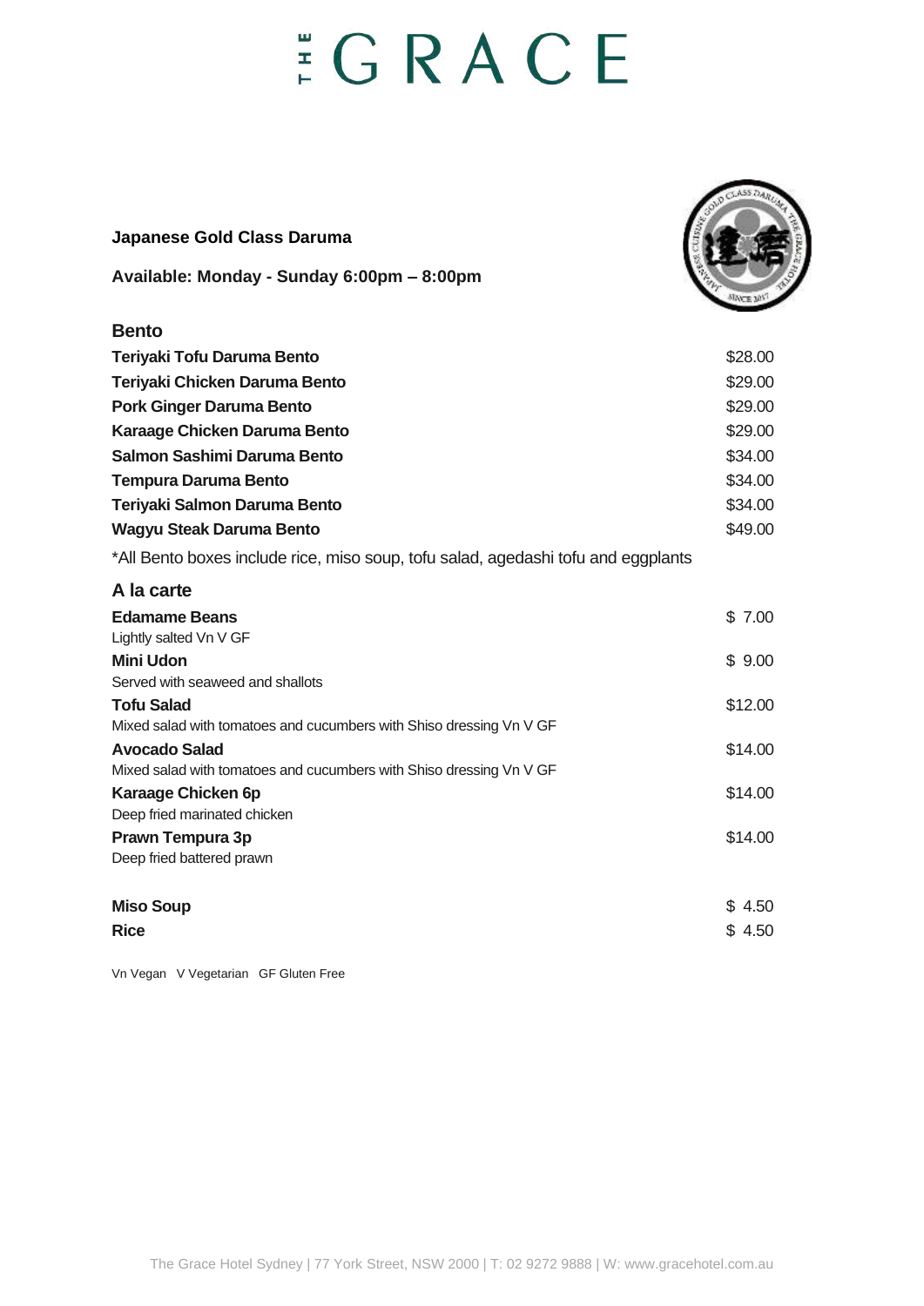# THE GRACE

**Japanese Gold Class Daruma**

**Available: Monday - Sunday 6:00pm – 8:00pm**

## Bento

| | |
|---|---|
| **Teriyaki Tofu Daruma Bento** | $28.00 |
| **Teriyaki Chicken Daruma Bento** | $29.00 |
| **Pork Ginger Daruma Bento** | $29.00 |
| **Karaage Chicken Daruma Bento** | $29.00 |
| **Salmon Sashimi Daruma Bento** | $34.00 |
| **Tempura Daruma Bento** | $34.00 |
| **Teriyaki Salmon Daruma Bento** | $34.00 |
| **Wagyu Steak Daruma Bento** | $49.00 |

*All Bento boxes include rice, miso soup, tofu salad, agedashi tofu and eggplants

## A la carte

**Edamame Beans** — $ 7.00
Lightly salted Vn V GF

**Mini Udon** — $ 9.00
Served with seaweed and shallots

**Tofu Salad** — $12.00
Mixed salad with tomatoes and cucumbers with Shiso dressing Vn V GF

**Avocado Salad** — $14.00
Mixed salad with tomatoes and cucumbers with Shiso dressing Vn V GF

**Karaage Chicken 6p** — $14.00
Deep fried marinated chicken

**Prawn Tempura 3p** — $14.00
Deep fried battered prawn

**Miso Soup** — $ 4.50

**Rice** — $ 4.50

Vn Vegan V Vegetarian GF Gluten Free

The Grace Hotel Sydney | 77 York Street, NSW 2000 | T: 02 9272 9888 | W: www.gracehotel.com.au